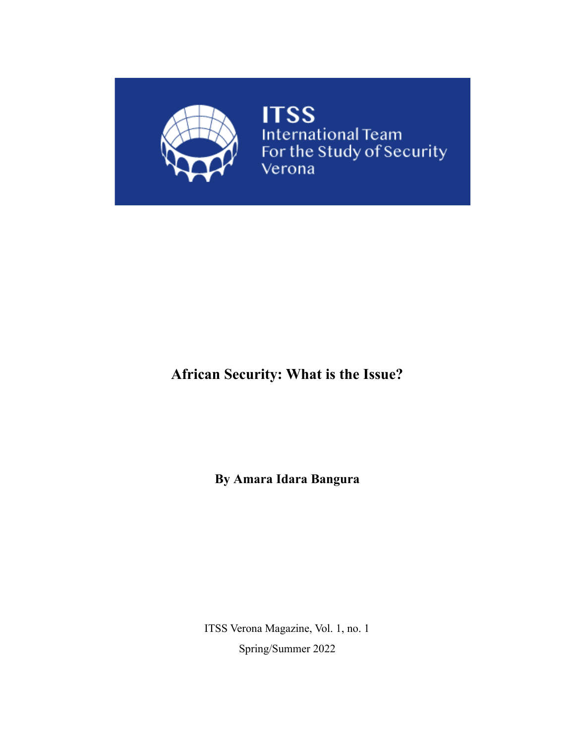ITSS
International Team
For the Study of Security
Verona

# African Security: What is the Issue?

**By Amara Idara Bangura**

ITSS Verona Magazine, Vol. 1, no. 1

Spring/Summer 2022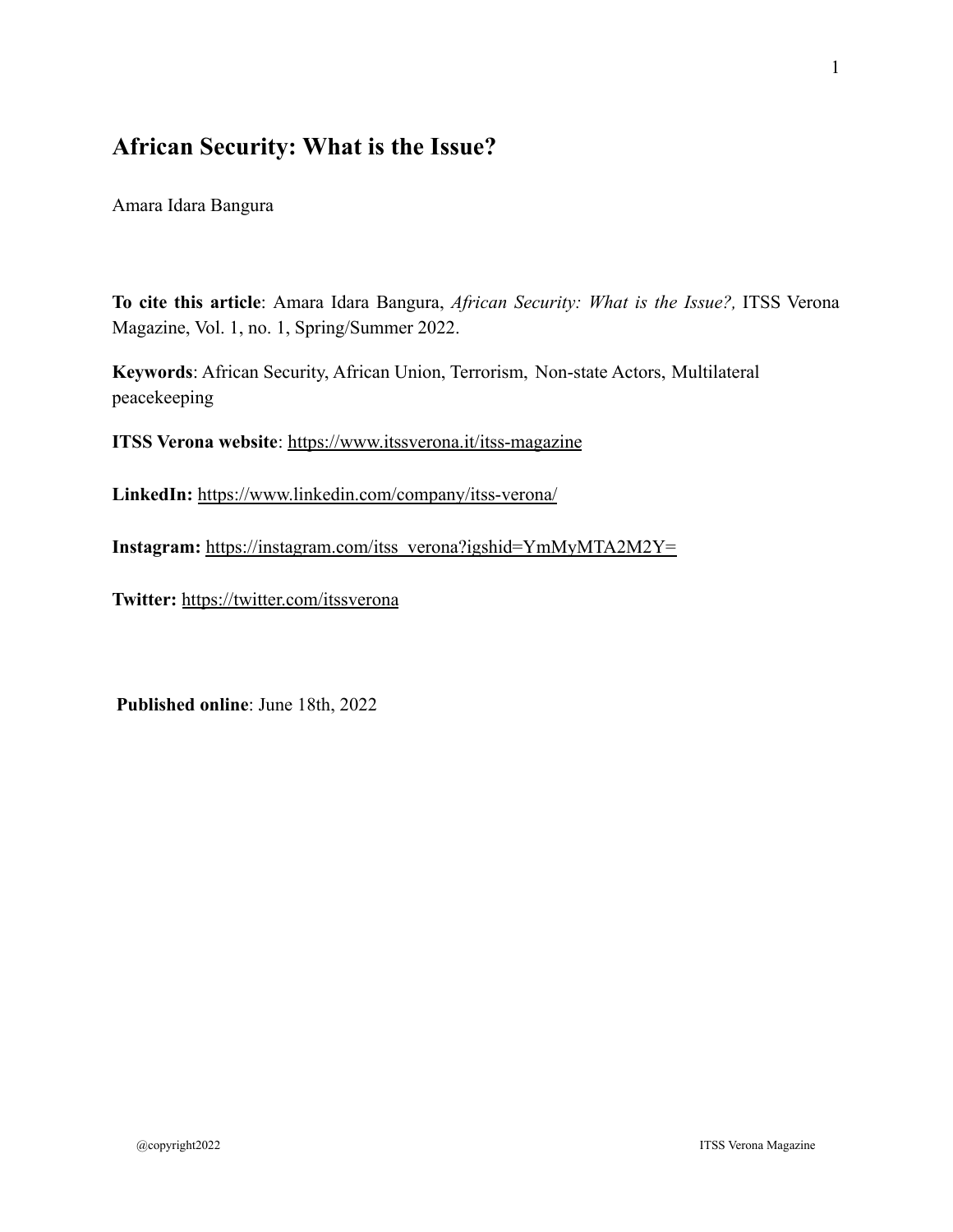# African Security: What is the Issue?

Amara Idara Bangura

**To cite this article**: Amara Idara Bangura, *African Security: What is the Issue?,* ITSS Verona Magazine, Vol. 1, no. 1, Spring/Summer 2022.

**Keywords**: African Security, African Union, Terrorism, Non-state Actors, Multilateral peacekeeping

**ITSS Verona website**: https://www.itssverona.it/itss-magazine

**LinkedIn:** https://www.linkedin.com/company/itss-verona/

**Instagram:** https://instagram.com/itss_verona?igshid=YmMyMTA2M2Y=

**Twitter:** https://twitter.com/itssverona

**Published online**: June 18th, 2022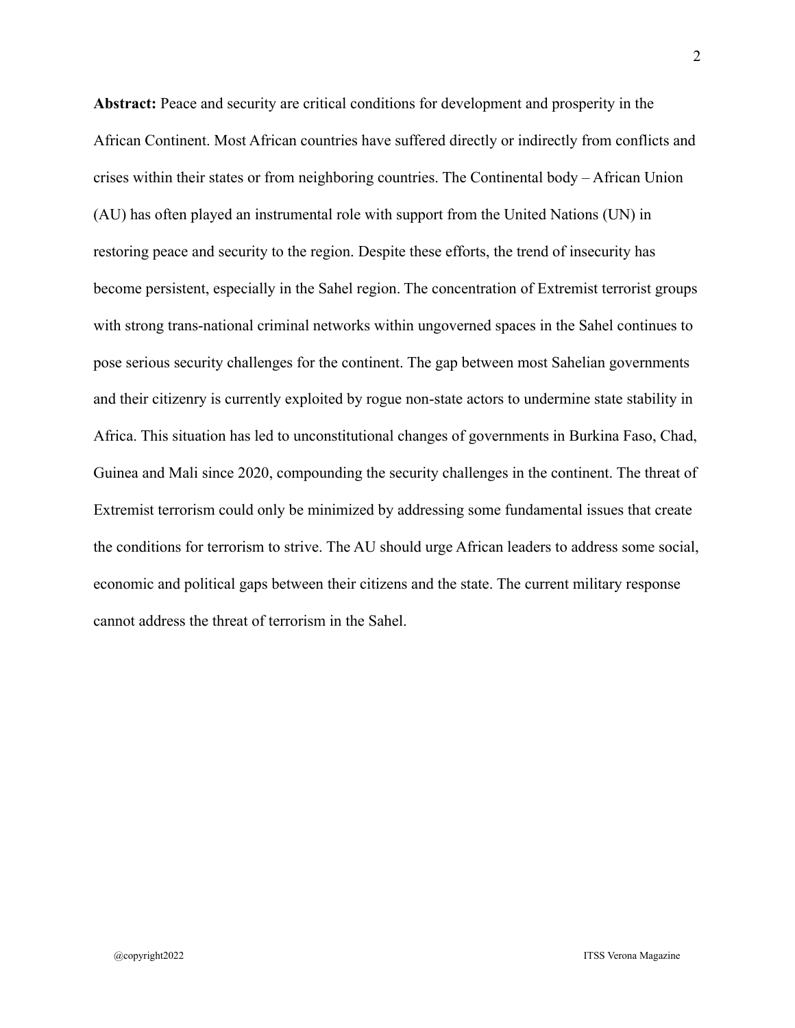**Abstract:** Peace and security are critical conditions for development and prosperity in the African Continent. Most African countries have suffered directly or indirectly from conflicts and crises within their states or from neighboring countries. The Continental body – African Union (AU) has often played an instrumental role with support from the United Nations (UN) in restoring peace and security to the region. Despite these efforts, the trend of insecurity has become persistent, especially in the Sahel region. The concentration of Extremist terrorist groups with strong trans-national criminal networks within ungoverned spaces in the Sahel continues to pose serious security challenges for the continent. The gap between most Sahelian governments and their citizenry is currently exploited by rogue non-state actors to undermine state stability in Africa. This situation has led to unconstitutional changes of governments in Burkina Faso, Chad, Guinea and Mali since 2020, compounding the security challenges in the continent. The threat of Extremist terrorism could only be minimized by addressing some fundamental issues that create the conditions for terrorism to strive. The AU should urge African leaders to address some social, economic and political gaps between their citizens and the state. The current military response cannot address the threat of terrorism in the Sahel.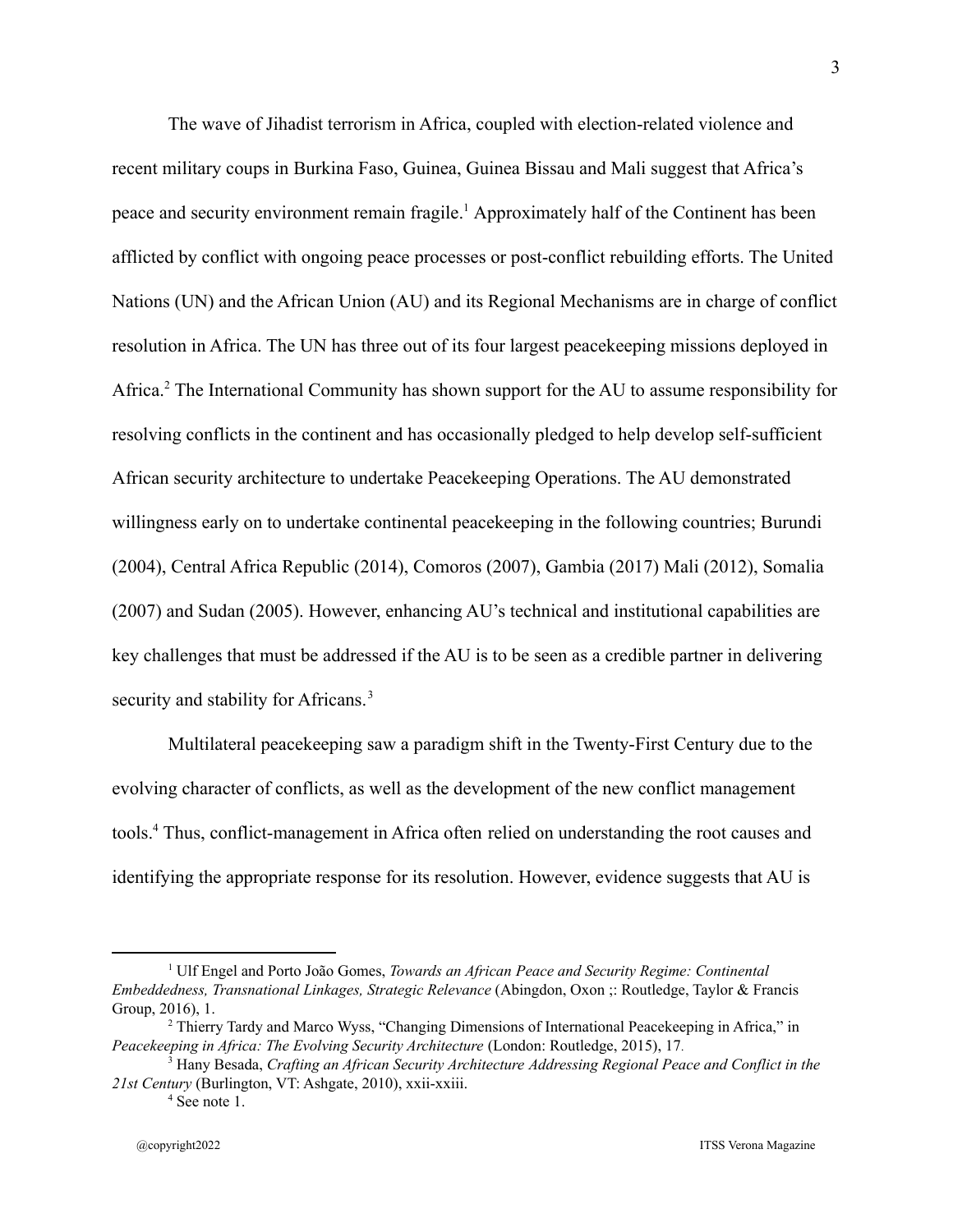The wave of Jihadist terrorism in Africa, coupled with election-related violence and recent military coups in Burkina Faso, Guinea, Guinea Bissau and Mali suggest that Africa's peace and security environment remain fragile.[1] Approximately half of the Continent has been afflicted by conflict with ongoing peace processes or post-conflict rebuilding efforts. The United Nations (UN) and the African Union (AU) and its Regional Mechanisms are in charge of conflict resolution in Africa. The UN has three out of its four largest peacekeeping missions deployed in Africa.[2] The International Community has shown support for the AU to assume responsibility for resolving conflicts in the continent and has occasionally pledged to help develop self-sufficient African security architecture to undertake Peacekeeping Operations. The AU demonstrated willingness early on to undertake continental peacekeeping in the following countries; Burundi (2004), Central Africa Republic (2014), Comoros (2007), Gambia (2017) Mali (2012), Somalia (2007) and Sudan (2005). However, enhancing AU's technical and institutional capabilities are key challenges that must be addressed if the AU is to be seen as a credible partner in delivering security and stability for Africans.[3]

Multilateral peacekeeping saw a paradigm shift in the Twenty-First Century due to the evolving character of conflicts, as well as the development of the new conflict management tools.[4] Thus, conflict-management in Africa often relied on understanding the root causes and identifying the appropriate response for its resolution. However, evidence suggests that AU is

---

[1] Ulf Engel and Porto João Gomes, *Towards an African Peace and Security Regime: Continental Embeddedness, Transnational Linkages, Strategic Relevance* (Abingdon, Oxon ;: Routledge, Taylor & Francis Group, 2016), 1.

[2] Thierry Tardy and Marco Wyss, "Changing Dimensions of International Peacekeeping in Africa," in *Peacekeeping in Africa: The Evolving Security Architecture* (London: Routledge, 2015), 17.

[3] Hany Besada, *Crafting an African Security Architecture Addressing Regional Peace and Conflict in the 21st Century* (Burlington, VT: Ashgate, 2010), xxii-xxiii.

[4] See note 1.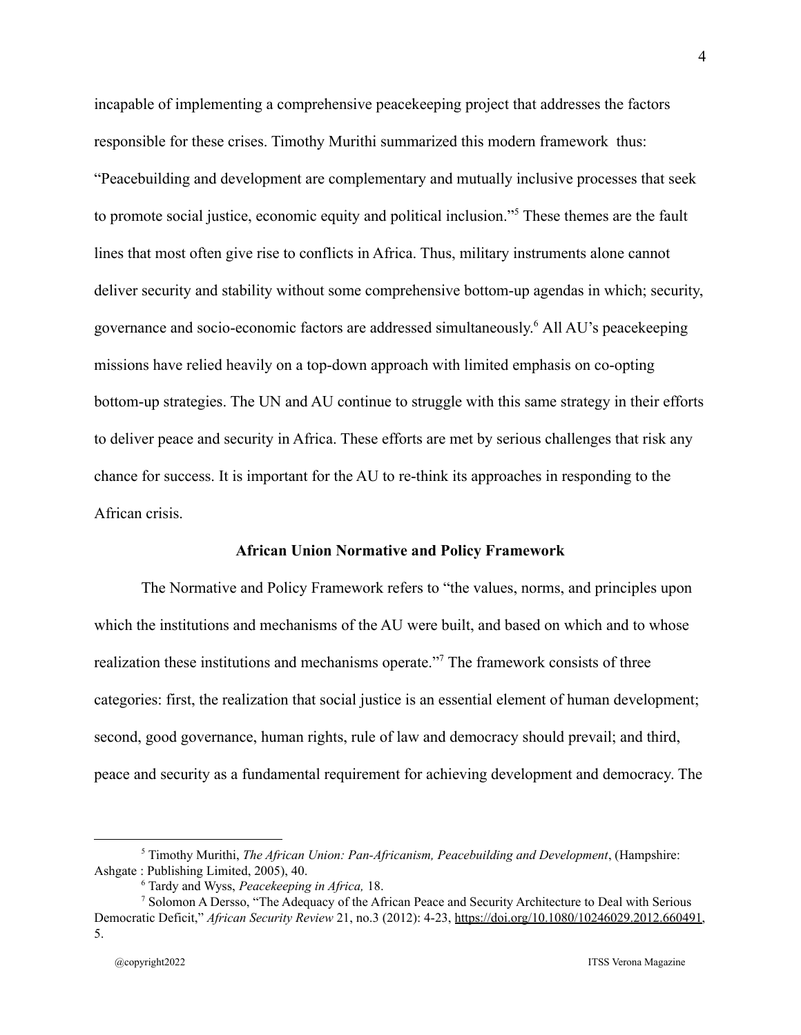incapable of implementing a comprehensive peacekeeping project that addresses the factors responsible for these crises. Timothy Murithi summarized this modern framework thus: "Peacebuilding and development are complementary and mutually inclusive processes that seek to promote social justice, economic equity and political inclusion."[5] These themes are the fault lines that most often give rise to conflicts in Africa. Thus, military instruments alone cannot deliver security and stability without some comprehensive bottom-up agendas in which; security, governance and socio-economic factors are addressed simultaneously.[6] All AU's peacekeeping missions have relied heavily on a top-down approach with limited emphasis on co-opting bottom-up strategies. The UN and AU continue to struggle with this same strategy in their efforts to deliver peace and security in Africa. These efforts are met by serious challenges that risk any chance for success. It is important for the AU to re-think its approaches in responding to the African crisis.

## African Union Normative and Policy Framework

The Normative and Policy Framework refers to "the values, norms, and principles upon which the institutions and mechanisms of the AU were built, and based on which and to whose realization these institutions and mechanisms operate."[7] The framework consists of three categories: first, the realization that social justice is an essential element of human development; second, good governance, human rights, rule of law and democracy should prevail; and third, peace and security as a fundamental requirement for achieving development and democracy. The

---

[5] Timothy Murithi, *The African Union: Pan-Africanism, Peacebuilding and Development*, (Hampshire: Ashgate : Publishing Limited, 2005), 40.

[6] Tardy and Wyss, *Peacekeeping in Africa,* 18.

[7] Solomon A Dersso, "The Adequacy of the African Peace and Security Architecture to Deal with Serious Democratic Deficit," *African Security Review* 21, no.3 (2012): 4-23, https://doi.org/10.1080/10246029.2012.660491, 5.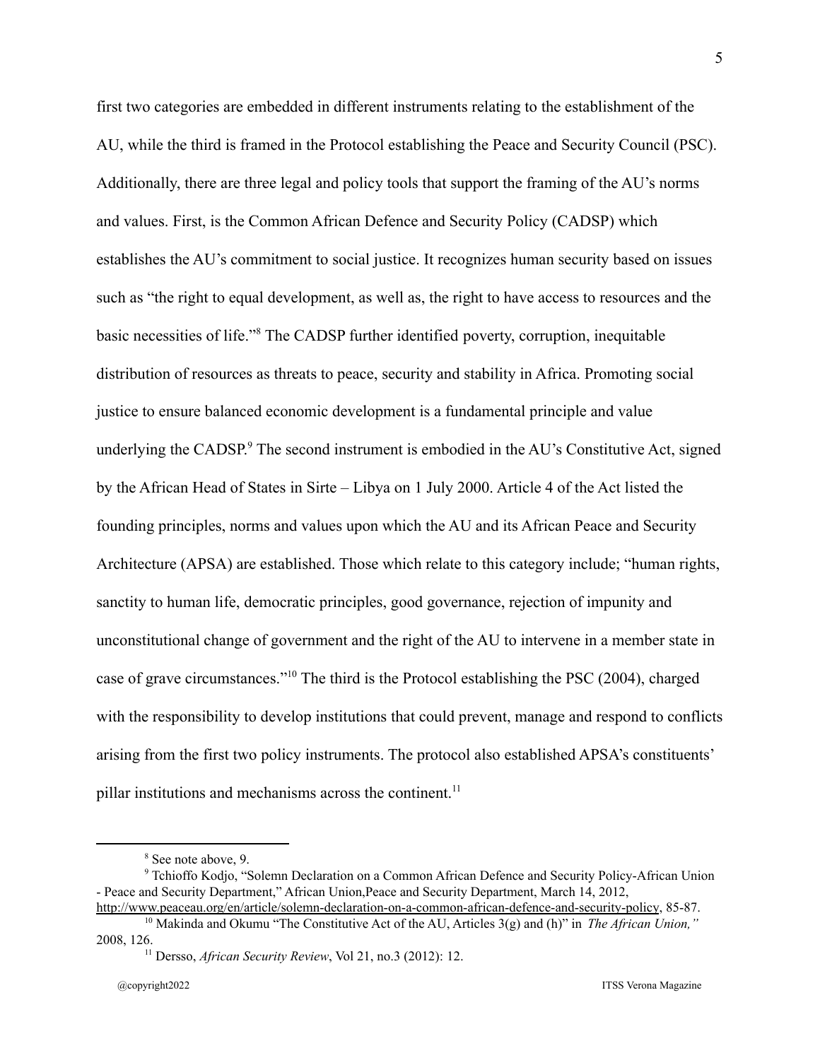first two categories are embedded in different instruments relating to the establishment of the AU, while the third is framed in the Protocol establishing the Peace and Security Council (PSC). Additionally, there are three legal and policy tools that support the framing of the AU's norms and values. First, is the Common African Defence and Security Policy (CADSP) which establishes the AU's commitment to social justice. It recognizes human security based on issues such as "the right to equal development, as well as, the right to have access to resources and the basic necessities of life."[8] The CADSP further identified poverty, corruption, inequitable distribution of resources as threats to peace, security and stability in Africa. Promoting social justice to ensure balanced economic development is a fundamental principle and value underlying the CADSP.[9] The second instrument is embodied in the AU's Constitutive Act, signed by the African Head of States in Sirte – Libya on 1 July 2000. Article 4 of the Act listed the founding principles, norms and values upon which the AU and its African Peace and Security Architecture (APSA) are established. Those which relate to this category include; "human rights, sanctity to human life, democratic principles, good governance, rejection of impunity and unconstitutional change of government and the right of the AU to intervene in a member state in case of grave circumstances."[10] The third is the Protocol establishing the PSC (2004), charged with the responsibility to develop institutions that could prevent, manage and respond to conflicts arising from the first two policy instruments. The protocol also established APSA's constituents' pillar institutions and mechanisms across the continent.[11]

---

[8] See note above, 9.

[9] Tchioffo Kodjo, "Solemn Declaration on a Common African Defence and Security Policy-African Union - Peace and Security Department," African Union,Peace and Security Department, March 14, 2012, http://www.peaceau.org/en/article/solemn-declaration-on-a-common-african-defence-and-security-policy, 85-87.

[10] Makinda and Okumu "The Constitutive Act of the AU, Articles 3(g) and (h)" in *The African Union,"* 2008, 126.

[11] Dersso, *African Security Review*, Vol 21, no.3 (2012): 12.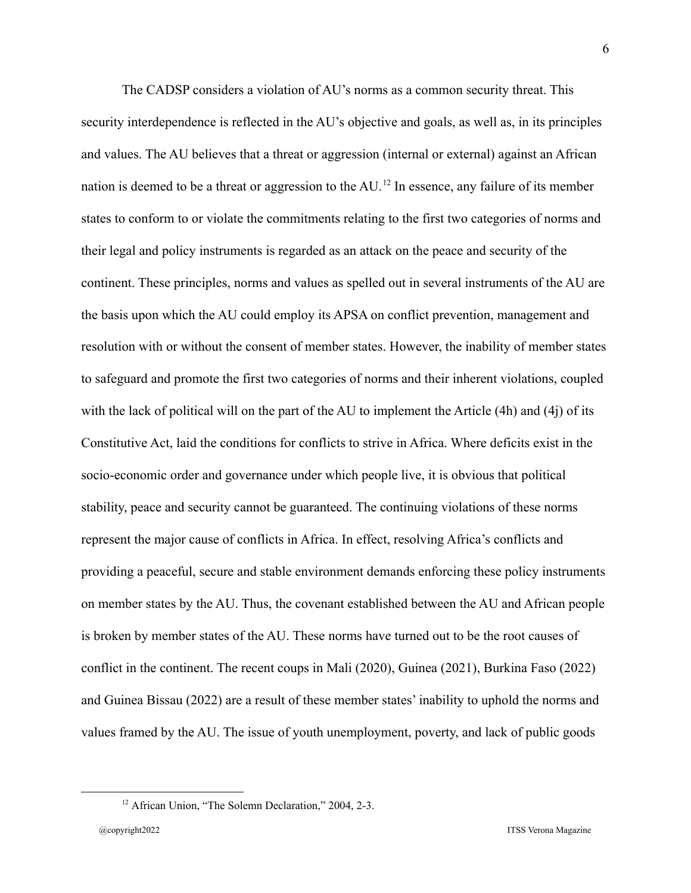The CADSP considers a violation of AU's norms as a common security threat. This security interdependence is reflected in the AU's objective and goals, as well as, in its principles and values. The AU believes that a threat or aggression (internal or external) against an African nation is deemed to be a threat or aggression to the AU.[12] In essence, any failure of its member states to conform to or violate the commitments relating to the first two categories of norms and their legal and policy instruments is regarded as an attack on the peace and security of the continent. These principles, norms and values as spelled out in several instruments of the AU are the basis upon which the AU could employ its APSA on conflict prevention, management and resolution with or without the consent of member states. However, the inability of member states to safeguard and promote the first two categories of norms and their inherent violations, coupled with the lack of political will on the part of the AU to implement the Article (4h) and (4j) of its Constitutive Act, laid the conditions for conflicts to strive in Africa. Where deficits exist in the socio-economic order and governance under which people live, it is obvious that political stability, peace and security cannot be guaranteed. The continuing violations of these norms represent the major cause of conflicts in Africa. In effect, resolving Africa's conflicts and providing a peaceful, secure and stable environment demands enforcing these policy instruments on member states by the AU. Thus, the covenant established between the AU and African people is broken by member states of the AU. These norms have turned out to be the root causes of conflict in the continent. The recent coups in Mali (2020), Guinea (2021), Burkina Faso (2022) and Guinea Bissau (2022) are a result of these member states' inability to uphold the norms and values framed by the AU. The issue of youth unemployment, poverty, and lack of public goods

[12] African Union, "The Solemn Declaration," 2004, 2-3.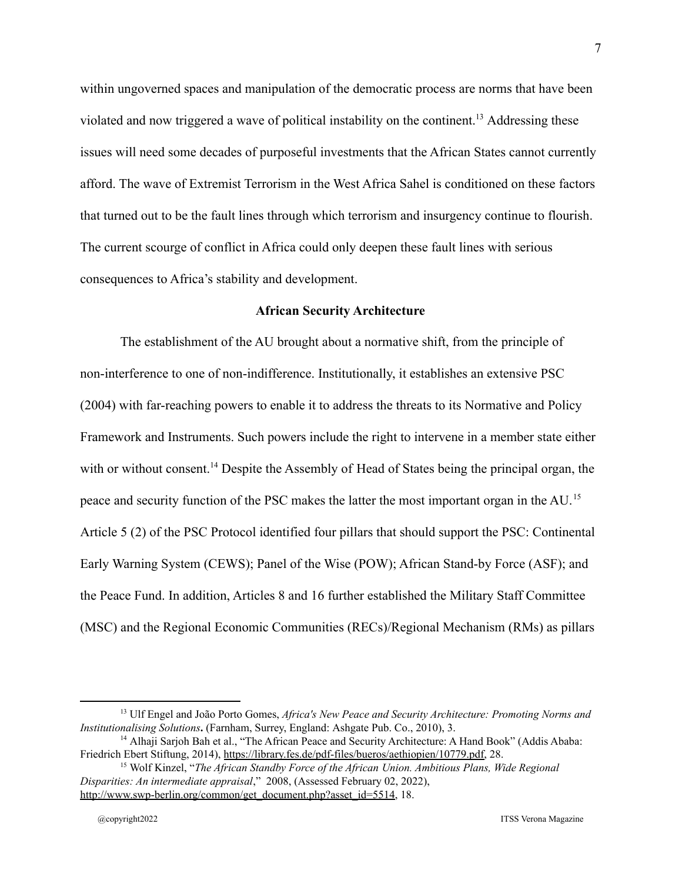within ungoverned spaces and manipulation of the democratic process are norms that have been violated and now triggered a wave of political instability on the continent.[13] Addressing these issues will need some decades of purposeful investments that the African States cannot currently afford. The wave of Extremist Terrorism in the West Africa Sahel is conditioned on these factors that turned out to be the fault lines through which terrorism and insurgency continue to flourish. The current scourge of conflict in Africa could only deepen these fault lines with serious consequences to Africa's stability and development.

## African Security Architecture

The establishment of the AU brought about a normative shift, from the principle of non-interference to one of non-indifference. Institutionally, it establishes an extensive PSC (2004) with far-reaching powers to enable it to address the threats to its Normative and Policy Framework and Instruments. Such powers include the right to intervene in a member state either with or without consent.[14] Despite the Assembly of Head of States being the principal organ, the peace and security function of the PSC makes the latter the most important organ in the AU.[15] Article 5 (2) of the PSC Protocol identified four pillars that should support the PSC: Continental Early Warning System (CEWS); Panel of the Wise (POW); African Stand-by Force (ASF); and the Peace Fund. In addition, Articles 8 and 16 further established the Military Staff Committee (MSC) and the Regional Economic Communities (RECs)/Regional Mechanism (RMs) as pillars

---

[13] Ulf Engel and João Porto Gomes, *Africa's New Peace and Security Architecture: Promoting Norms and Institutionalising Solutions***.** (Farnham, Surrey, England: Ashgate Pub. Co., 2010), 3.

[14] Alhaji Sarjoh Bah et al., "The African Peace and Security Architecture: A Hand Book" (Addis Ababa: Friedrich Ebert Stiftung, 2014), https://library.fes.de/pdf-files/bueros/aethiopien/10779.pdf, 28.

[15] Wolf Kinzel, "*The African Standby Force of the African Union. Ambitious Plans, Wide Regional Disparities: An intermediate appraisal*," 2008, (Assessed February 02, 2022), http://www.swp-berlin.org/common/get_document.php?asset_id=5514, 18.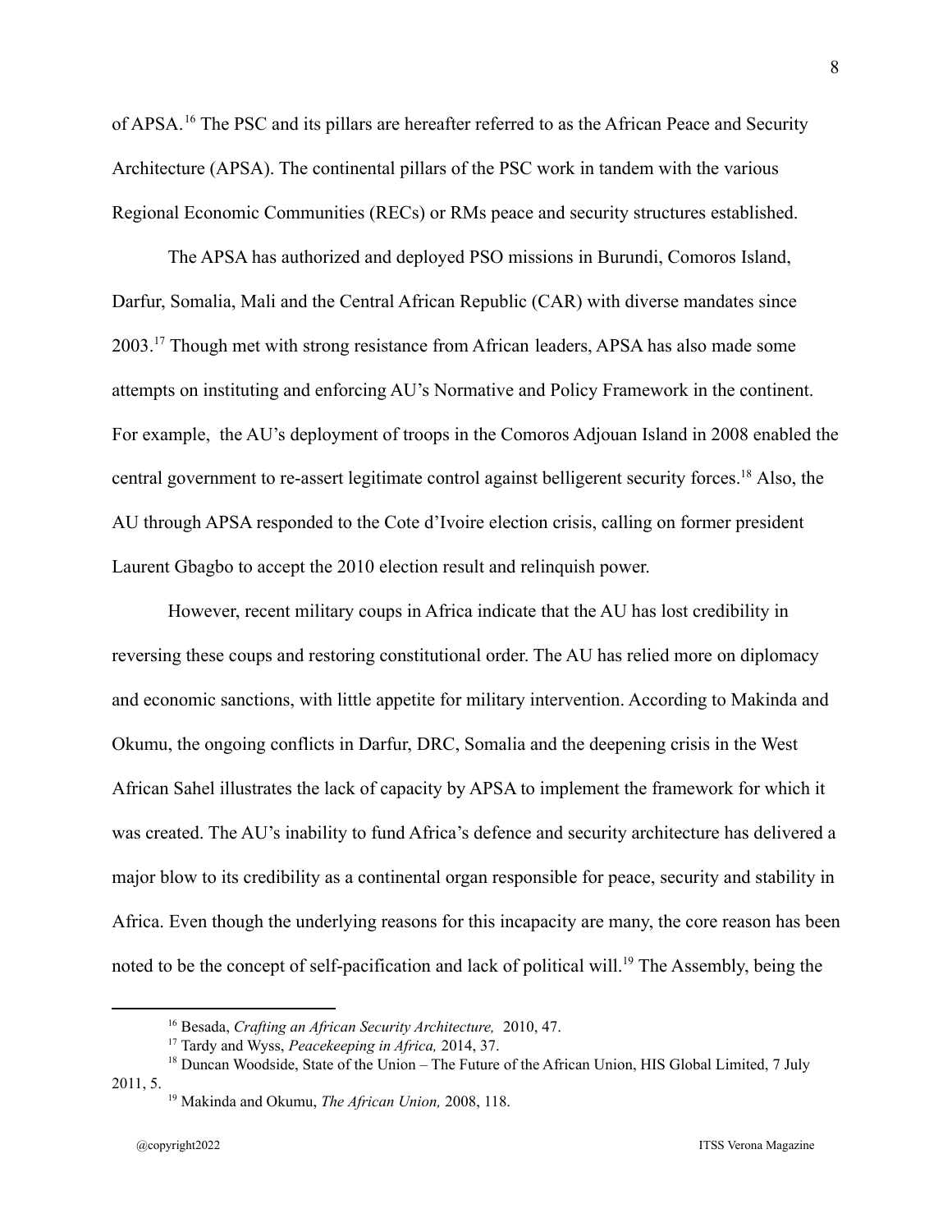of APSA.[16] The PSC and its pillars are hereafter referred to as the African Peace and Security Architecture (APSA). The continental pillars of the PSC work in tandem with the various Regional Economic Communities (RECs) or RMs peace and security structures established.

The APSA has authorized and deployed PSO missions in Burundi, Comoros Island, Darfur, Somalia, Mali and the Central African Republic (CAR) with diverse mandates since 2003.[17] Though met with strong resistance from African leaders, APSA has also made some attempts on instituting and enforcing AU's Normative and Policy Framework in the continent. For example, the AU's deployment of troops in the Comoros Adjouan Island in 2008 enabled the central government to re-assert legitimate control against belligerent security forces.[18] Also, the AU through APSA responded to the Cote d'Ivoire election crisis, calling on former president Laurent Gbagbo to accept the 2010 election result and relinquish power.

However, recent military coups in Africa indicate that the AU has lost credibility in reversing these coups and restoring constitutional order. The AU has relied more on diplomacy and economic sanctions, with little appetite for military intervention. According to Makinda and Okumu, the ongoing conflicts in Darfur, DRC, Somalia and the deepening crisis in the West African Sahel illustrates the lack of capacity by APSA to implement the framework for which it was created. The AU's inability to fund Africa's defence and security architecture has delivered a major blow to its credibility as a continental organ responsible for peace, security and stability in Africa. Even though the underlying reasons for this incapacity are many, the core reason has been noted to be the concept of self-pacification and lack of political will.[19] The Assembly, being the

---

[16] Besada, *Crafting an African Security Architecture,* 2010, 47.

[17] Tardy and Wyss, *Peacekeeping in Africa,* 2014, 37.

[18] Duncan Woodside, State of the Union – The Future of the African Union, HIS Global Limited, 7 July 2011, 5.

[19] Makinda and Okumu, *The African Union,* 2008, 118.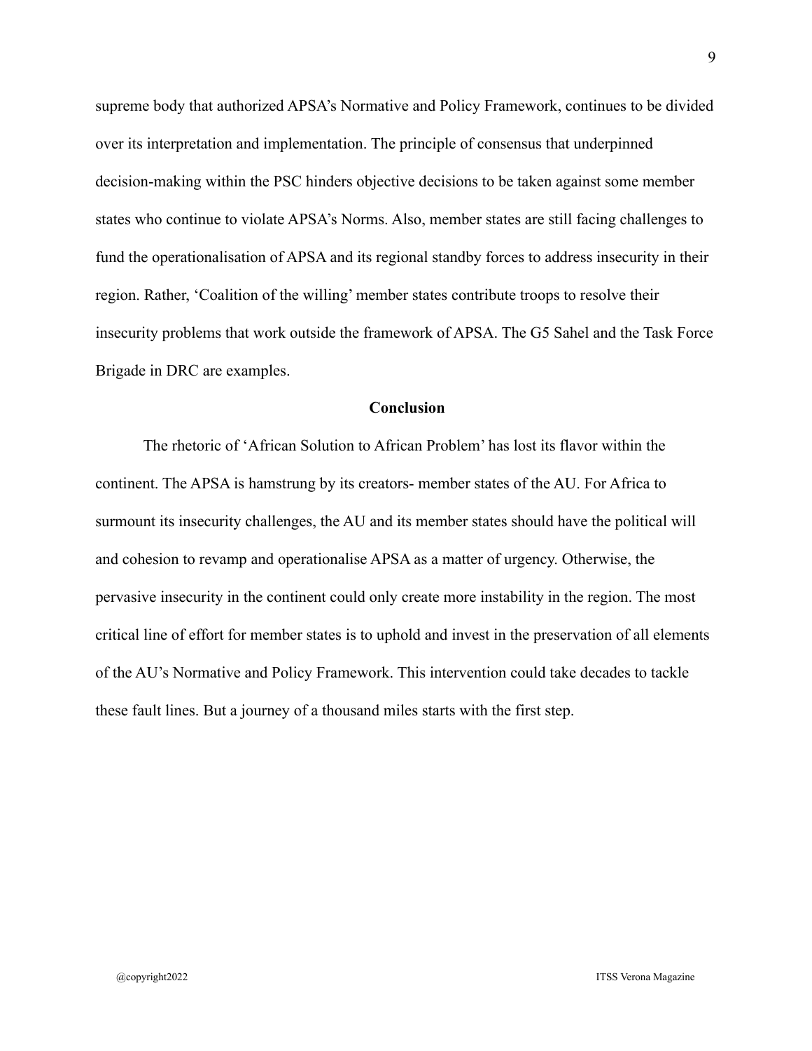supreme body that authorized APSA's Normative and Policy Framework, continues to be divided over its interpretation and implementation. The principle of consensus that underpinned decision-making within the PSC hinders objective decisions to be taken against some member states who continue to violate APSA's Norms. Also, member states are still facing challenges to fund the operationalisation of APSA and its regional standby forces to address insecurity in their region. Rather, 'Coalition of the willing' member states contribute troops to resolve their insecurity problems that work outside the framework of APSA. The G5 Sahel and the Task Force Brigade in DRC are examples.

## Conclusion

The rhetoric of 'African Solution to African Problem' has lost its flavor within the continent. The APSA is hamstrung by its creators- member states of the AU. For Africa to surmount its insecurity challenges, the AU and its member states should have the political will and cohesion to revamp and operationalise APSA as a matter of urgency. Otherwise, the pervasive insecurity in the continent could only create more instability in the region. The most critical line of effort for member states is to uphold and invest in the preservation of all elements of the AU's Normative and Policy Framework. This intervention could take decades to tackle these fault lines. But a journey of a thousand miles starts with the first step.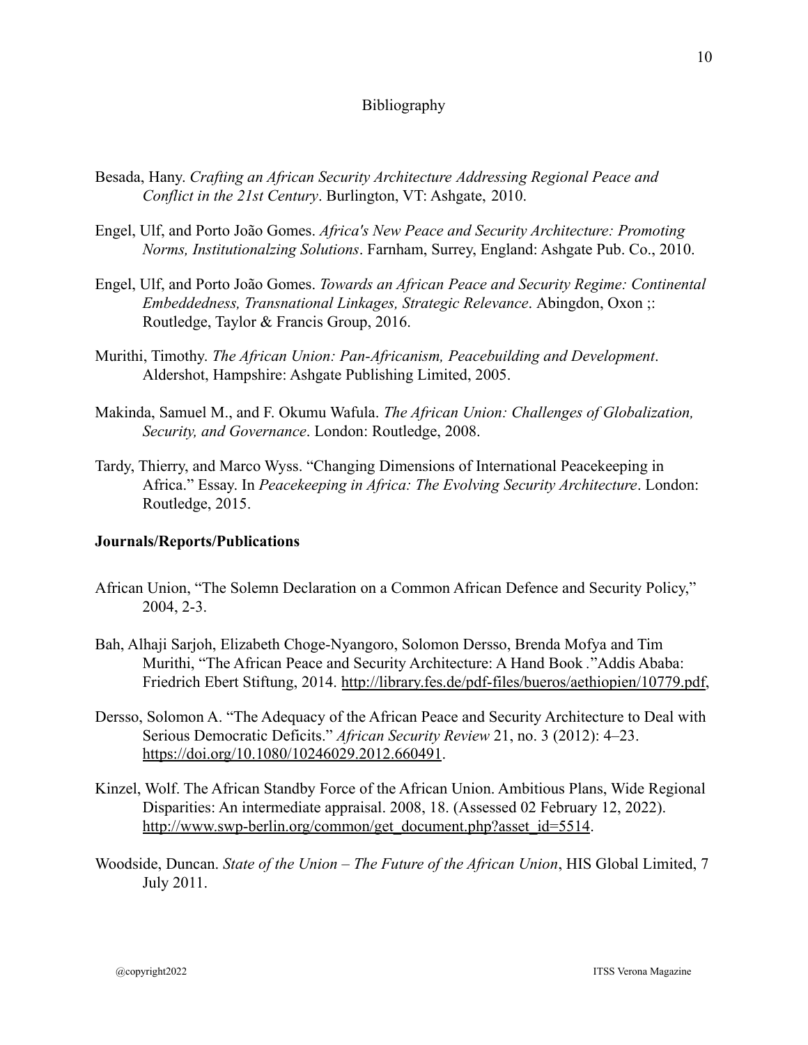# Bibliography

Besada, Hany. *Crafting an African Security Architecture Addressing Regional Peace and Conflict in the 21st Century*. Burlington, VT: Ashgate, 2010.

Engel, Ulf, and Porto João Gomes. *Africa's New Peace and Security Architecture: Promoting Norms, Institutionalzing Solutions*. Farnham, Surrey, England: Ashgate Pub. Co., 2010.

Engel, Ulf, and Porto João Gomes. *Towards an African Peace and Security Regime: Continental Embeddedness, Transnational Linkages, Strategic Relevance*. Abingdon, Oxon ;: Routledge, Taylor & Francis Group, 2016.

Murithi, Timothy. *The African Union: Pan-Africanism, Peacebuilding and Development*. Aldershot, Hampshire: Ashgate Publishing Limited, 2005.

Makinda, Samuel M., and F. Okumu Wafula. *The African Union: Challenges of Globalization, Security, and Governance*. London: Routledge, 2008.

Tardy, Thierry, and Marco Wyss. "Changing Dimensions of International Peacekeeping in Africa." Essay. In *Peacekeeping in Africa: The Evolving Security Architecture*. London: Routledge, 2015.

**Journals/Reports/Publications**

African Union, "The Solemn Declaration on a Common African Defence and Security Policy," 2004, 2-3.

Bah, Alhaji Sarjoh, Elizabeth Choge-Nyangoro, Solomon Dersso, Brenda Mofya and Tim Murithi, "The African Peace and Security Architecture: A Hand Book ."Addis Ababa: Friedrich Ebert Stiftung, 2014. http://library.fes.de/pdf-files/bueros/aethiopien/10779.pdf,

Dersso, Solomon A. "The Adequacy of the African Peace and Security Architecture to Deal with Serious Democratic Deficits." *African Security Review* 21, no. 3 (2012): 4–23. https://doi.org/10.1080/10246029.2012.660491.

Kinzel, Wolf. The African Standby Force of the African Union. Ambitious Plans, Wide Regional Disparities: An intermediate appraisal. 2008, 18. (Assessed 02 February 12, 2022). http://www.swp-berlin.org/common/get_document.php?asset_id=5514.

Woodside, Duncan. *State of the Union – The Future of the African Union*, HIS Global Limited, 7 July 2011.